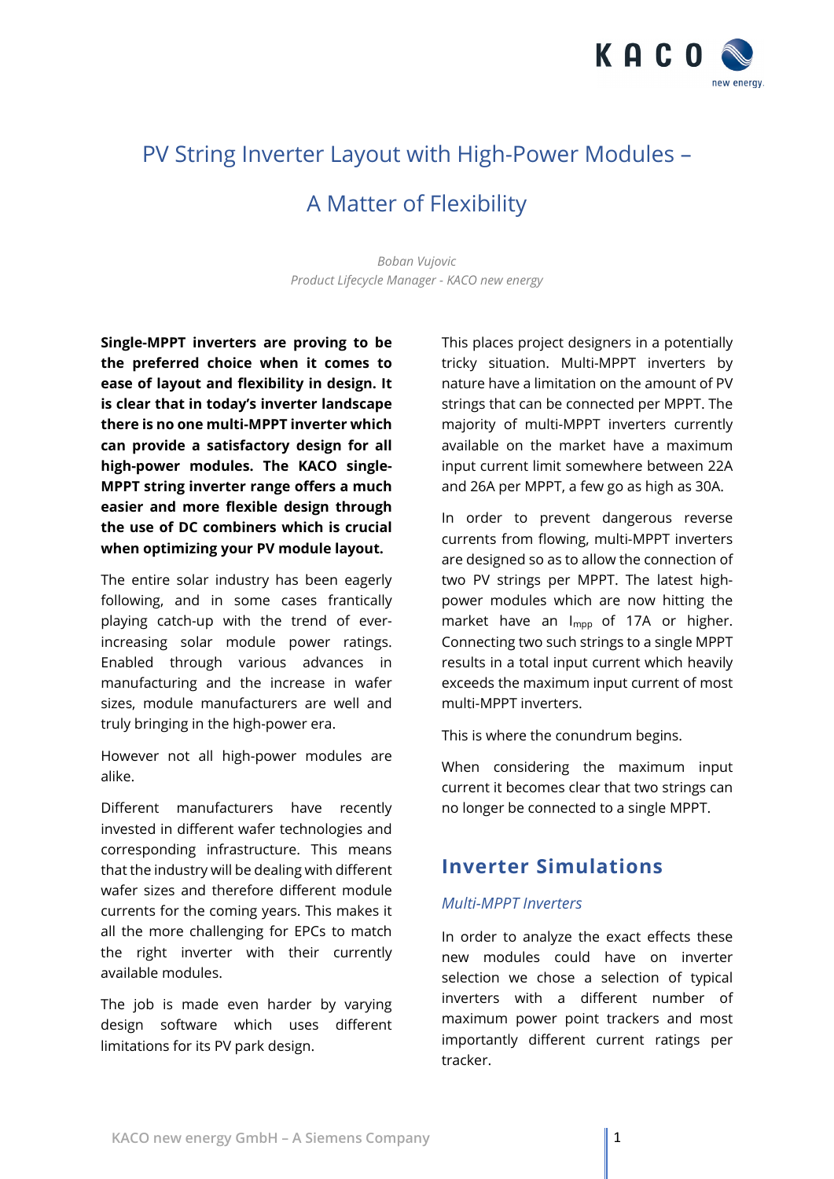# PV String Inverter Layout with High-Power Modules – A Matter of Flexibility

*Boban Vujovic*
*Product Lifecycle Manager - KACO new energy*

**Single-MPPT inverters are proving to be the preferred choice when it comes to ease of layout and flexibility in design. It is clear that in today's inverter landscape there is no one multi-MPPT inverter which can provide a satisfactory design for all high-power modules. The KACO single-MPPT string inverter range offers a much easier and more flexible design through the use of DC combiners which is crucial when optimizing your PV module layout.**

The entire solar industry has been eagerly following, and in some cases frantically playing catch-up with the trend of ever-increasing solar module power ratings. Enabled through various advances in manufacturing and the increase in wafer sizes, module manufacturers are well and truly bringing in the high-power era.

However not all high-power modules are alike.

Different manufacturers have recently invested in different wafer technologies and corresponding infrastructure. This means that the industry will be dealing with different wafer sizes and therefore different module currents for the coming years. This makes it all the more challenging for EPCs to match the right inverter with their currently available modules.

The job is made even harder by varying design software which uses different limitations for its PV park design.

This places project designers in a potentially tricky situation. Multi-MPPT inverters by nature have a limitation on the amount of PV strings that can be connected per MPPT. The majority of multi-MPPT inverters currently available on the market have a maximum input current limit somewhere between 22A and 26A per MPPT, a few go as high as 30A.

In order to prevent dangerous reverse currents from flowing, multi-MPPT inverters are designed so as to allow the connection of two PV strings per MPPT. The latest high-power modules which are now hitting the market have an $I_{mpp}$ of 17A or higher. Connecting two such strings to a single MPPT results in a total input current which heavily exceeds the maximum input current of most multi-MPPT inverters.

This is where the conundrum begins.

When considering the maximum input current it becomes clear that two strings can no longer be connected to a single MPPT.

## Inverter Simulations

### *Multi-MPPT Inverters*

In order to analyze the exact effects these new modules could have on inverter selection we chose a selection of typical inverters with a different number of maximum power point trackers and most importantly different current ratings per tracker.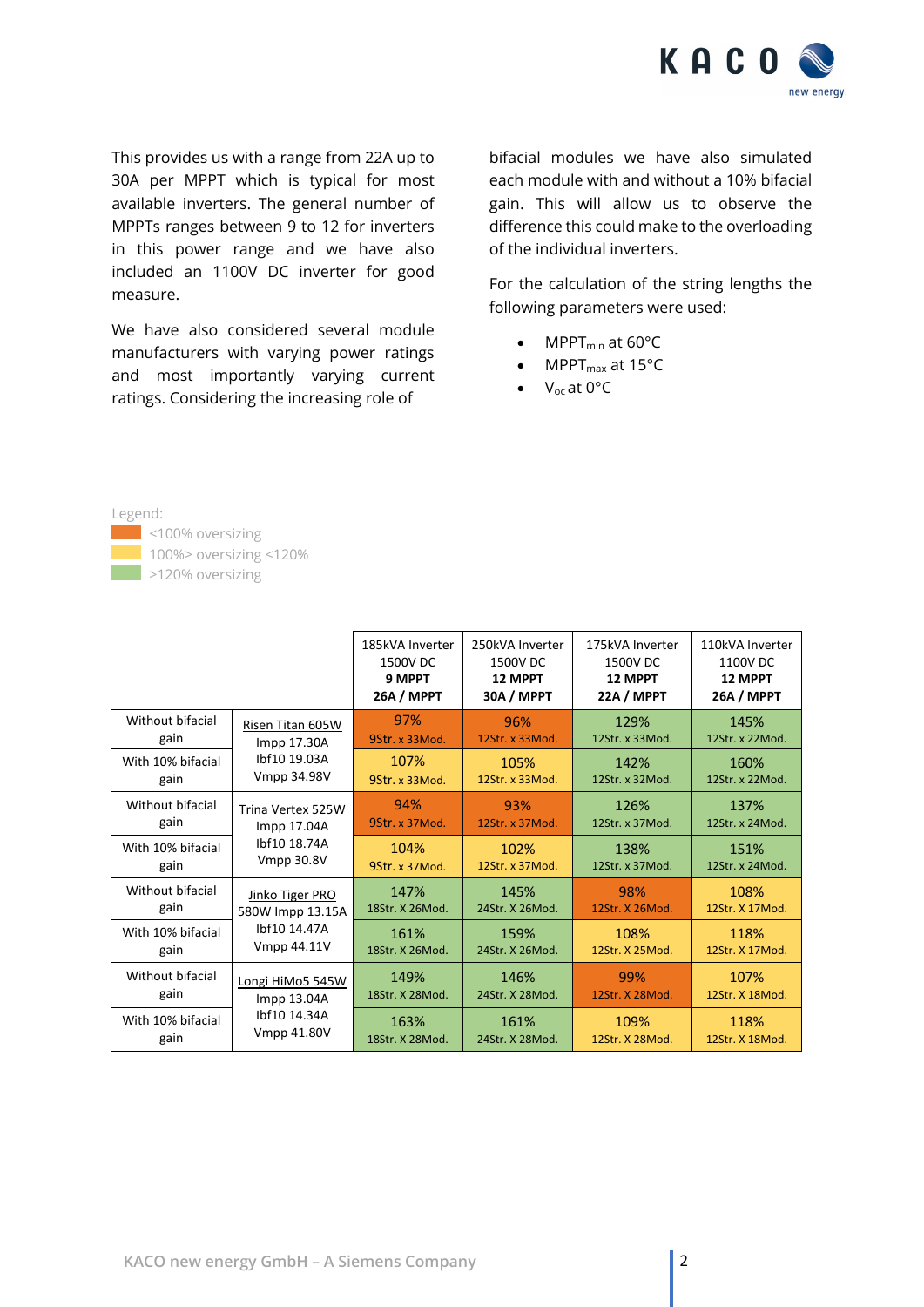This provides us with a range from 22A up to 30A per MPPT which is typical for most available inverters. The general number of MPPTs ranges between 9 to 12 for inverters in this power range and we have also included an 1100V DC inverter for good measure.

We have also considered several module manufacturers with varying power ratings and most importantly varying current ratings. Considering the increasing role of bifacial modules we have also simulated each module with and without a 10% bifacial gain. This will allow us to observe the difference this could make to the overloading of the individual inverters.

For the calculation of the string lengths the following parameters were used:

- $MPPT_{min}$ at 60°C
- $MPPT_{max}$ at 15°C
- $V_{oc}$ at 0°C

Legend:

- <100% oversizing
- 100%> oversizing <120%
- >120% oversizing

| | | 185kVA Inverter 1500V DC **9 MPPT** **26A / MPPT** | 250kVA Inverter 1500V DC **12 MPPT** **30A / MPPT** | 175kVA Inverter 1500V DC **12 MPPT** **22A / MPPT** | 110kVA Inverter 1100V DC **12 MPPT** **26A / MPPT** |
|---|---|---|---|---|---|
| Without bifacial gain | Risen Titan 605W Impp 17.30A Ibf10 19.03A Vmpp 34.98V | 97% 9Str. x 33Mod. | 96% 12Str. x 33Mod. | 129% 12Str. x 33Mod. | 145% 12Str. x 22Mod. |
| With 10% bifacial gain | | 107% 9Str. x 33Mod. | 105% 12Str. x 33Mod. | 142% 12Str. x 32Mod. | 160% 12Str. x 22Mod. |
| Without bifacial gain | Trina Vertex 525W Impp 17.04A Ibf10 18.74A Vmpp 30.8V | 94% 9Str. x 37Mod. | 93% 12Str. x 37Mod. | 126% 12Str. x 37Mod. | 137% 12Str. x 24Mod. |
| With 10% bifacial gain | | 104% 9Str. x 37Mod. | 102% 12Str. x 37Mod. | 138% 12Str. x 37Mod. | 151% 12Str. x 24Mod. |
| Without bifacial gain | Jinko Tiger PRO 580W Impp 13.15A Ibf10 14.47A Vmpp 44.11V | 147% 18Str. X 26Mod. | 145% 24Str. X 26Mod. | 98% 12Str. X 26Mod. | 108% 12Str. X 17Mod. |
| With 10% bifacial gain | | 161% 18Str. X 26Mod. | 159% 24Str. X 26Mod. | 108% 12Str. X 25Mod. | 118% 12Str. X 17Mod. |
| Without bifacial gain | Longi HiMo5 545W Impp 13.04A Ibf10 14.34A Vmpp 41.80V | 149% 18Str. X 28Mod. | 146% 24Str. X 28Mod. | 99% 12Str. X 28Mod. | 107% 12Str. X 18Mod. |
| With 10% bifacial gain | | 163% 18Str. X 28Mod. | 161% 24Str. X 28Mod. | 109% 12Str. X 28Mod. | 118% 12Str. X 18Mod. |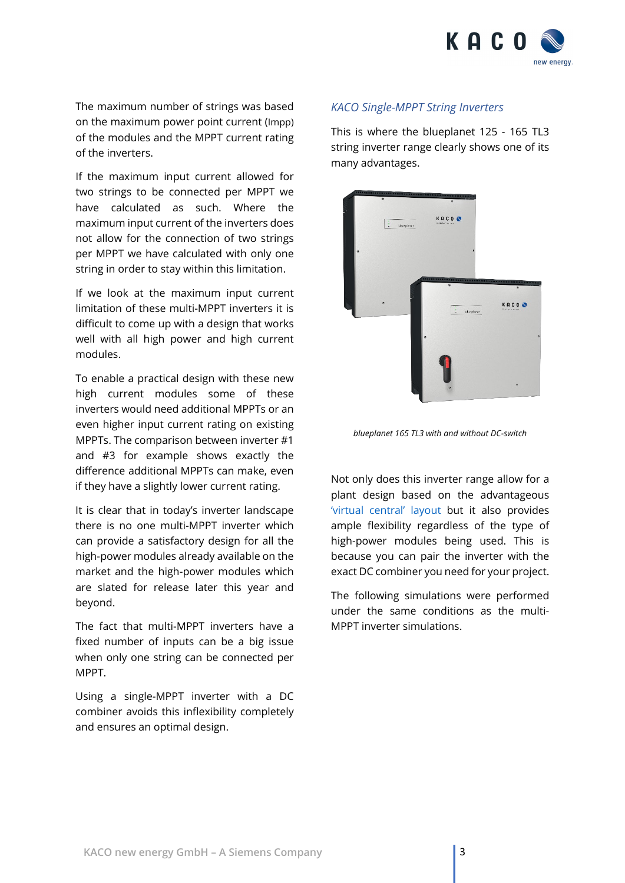The maximum number of strings was based on the maximum power point current (Impp) of the modules and the MPPT current rating of the inverters.

If the maximum input current allowed for two strings to be connected per MPPT we have calculated as such. Where the maximum input current of the inverters does not allow for the connection of two strings per MPPT we have calculated with only one string in order to stay within this limitation.

If we look at the maximum input current limitation of these multi-MPPT inverters it is difficult to come up with a design that works well with all high power and high current modules.

To enable a practical design with these new high current modules some of these inverters would need additional MPPTs or an even higher input current rating on existing MPPTs. The comparison between inverter #1 and #3 for example shows exactly the difference additional MPPTs can make, even if they have a slightly lower current rating.

It is clear that in today's inverter landscape there is no one multi-MPPT inverter which can provide a satisfactory design for all the high-power modules already available on the market and the high-power modules which are slated for release later this year and beyond.

The fact that multi-MPPT inverters have a fixed number of inputs can be a big issue when only one string can be connected per MPPT.

Using a single-MPPT inverter with a DC combiner avoids this inflexibility completely and ensures an optimal design.

### *KACO Single-MPPT String Inverters*

This is where the blueplanet 125 - 165 TL3 string inverter range clearly shows one of its many advantages.

*blueplanet 165 TL3 with and without DC-switch*

Not only does this inverter range allow for a plant design based on the advantageous 'virtual central' layout but it also provides ample flexibility regardless of the type of high-power modules being used. This is because you can pair the inverter with the exact DC combiner you need for your project.

The following simulations were performed under the same conditions as the multi-MPPT inverter simulations.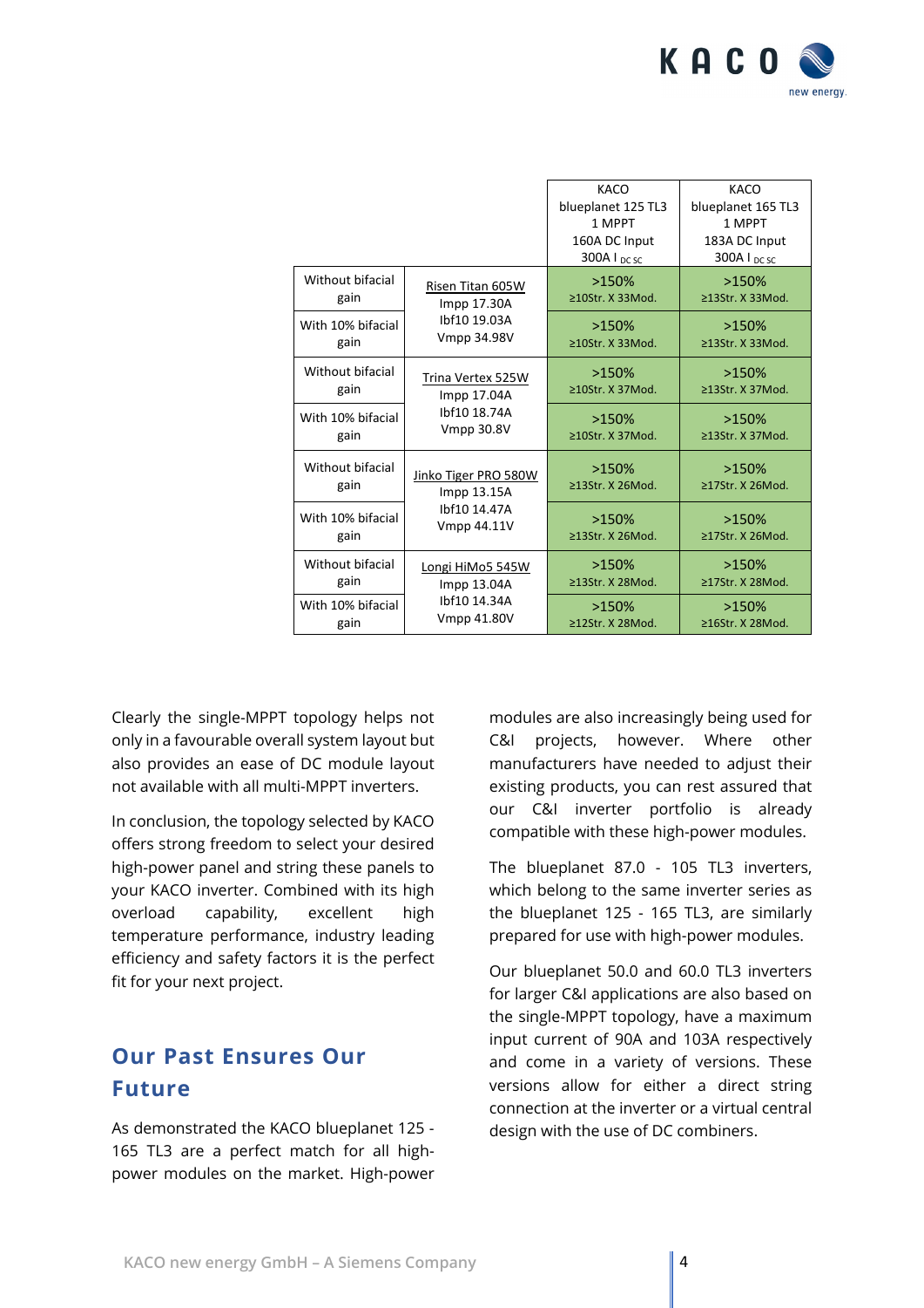| | | KACO blueplanet 125 TL3 1 MPPT 160A DC Input 300A $I_{DC\,SC}$ | KACO blueplanet 165 TL3 1 MPPT 183A DC Input 300A $I_{DC\,SC}$ |
|---|---|---|---|
| Without bifacial gain | Risen Titan 605W Impp 17.30A Ibf10 19.03A Vmpp 34.98V | >150% ≥10Str. X 33Mod. | >150% ≥13Str. X 33Mod. |
| With 10% bifacial gain | | >150% ≥10Str. X 33Mod. | >150% ≥13Str. X 33Mod. |
| Without bifacial gain | Trina Vertex 525W Impp 17.04A Ibf10 18.74A Vmpp 30.8V | >150% ≥10Str. X 37Mod. | >150% ≥13Str. X 37Mod. |
| With 10% bifacial gain | | >150% ≥10Str. X 37Mod. | >150% ≥13Str. X 37Mod. |
| Without bifacial gain | Jinko Tiger PRO 580W Impp 13.15A Ibf10 14.47A Vmpp 44.11V | >150% ≥13Str. X 26Mod. | >150% ≥17Str. X 26Mod. |
| With 10% bifacial gain | | >150% ≥13Str. X 26Mod. | >150% ≥17Str. X 26Mod. |
| Without bifacial gain | Longi HiMo5 545W Impp 13.04A Ibf10 14.34A Vmpp 41.80V | >150% ≥13Str. X 28Mod. | >150% ≥17Str. X 28Mod. |
| With 10% bifacial gain | | >150% ≥12Str. X 28Mod. | >150% ≥16Str. X 28Mod. |

Clearly the single-MPPT topology helps not only in a favourable overall system layout but also provides an ease of DC module layout not available with all multi-MPPT inverters.

In conclusion, the topology selected by KACO offers strong freedom to select your desired high-power panel and string these panels to your KACO inverter. Combined with its high overload capability, excellent high temperature performance, industry leading efficiency and safety factors it is the perfect fit for your next project.

## Our Past Ensures Our Future

As demonstrated the KACO blueplanet 125 - 165 TL3 are a perfect match for all high-power modules on the market. High-power modules are also increasingly being used for C&I projects, however. Where other manufacturers have needed to adjust their existing products, you can rest assured that our C&I inverter portfolio is already compatible with these high-power modules.

The blueplanet 87.0 - 105 TL3 inverters, which belong to the same inverter series as the blueplanet 125 - 165 TL3, are similarly prepared for use with high-power modules.

Our blueplanet 50.0 and 60.0 TL3 inverters for larger C&I applications are also based on the single-MPPT topology, have a maximum input current of 90A and 103A respectively and come in a variety of versions. These versions allow for either a direct string connection at the inverter or a virtual central design with the use of DC combiners.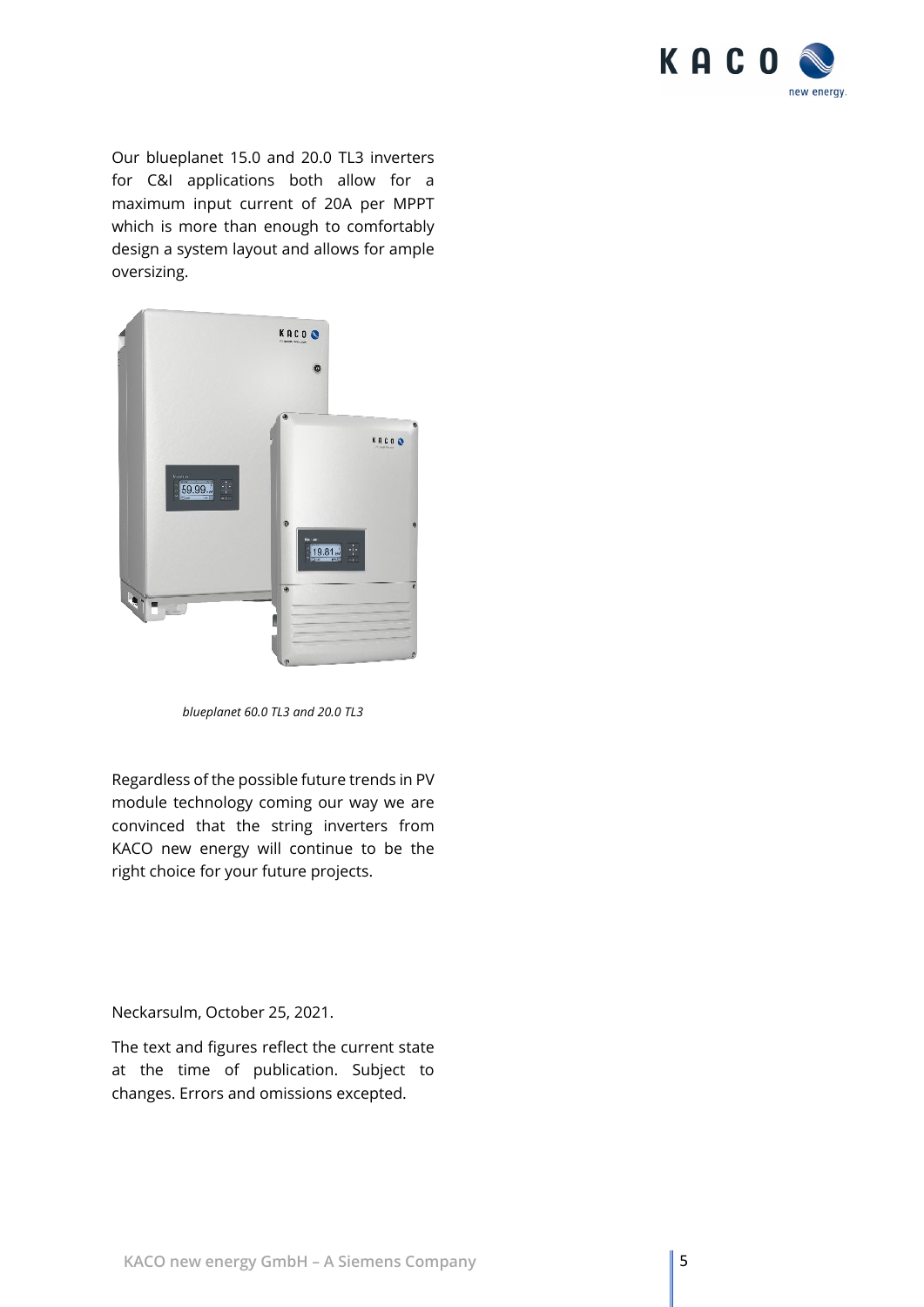Our blueplanet 15.0 and 20.0 TL3 inverters for C&I applications both allow for a maximum input current of 20A per MPPT which is more than enough to comfortably design a system layout and allows for ample oversizing.

*blueplanet 60.0 TL3 and 20.0 TL3*

Regardless of the possible future trends in PV module technology coming our way we are convinced that the string inverters from KACO new energy will continue to be the right choice for your future projects.

Neckarsulm, October 25, 2021.

The text and figures reflect the current state at the time of publication. Subject to changes. Errors and omissions excepted.